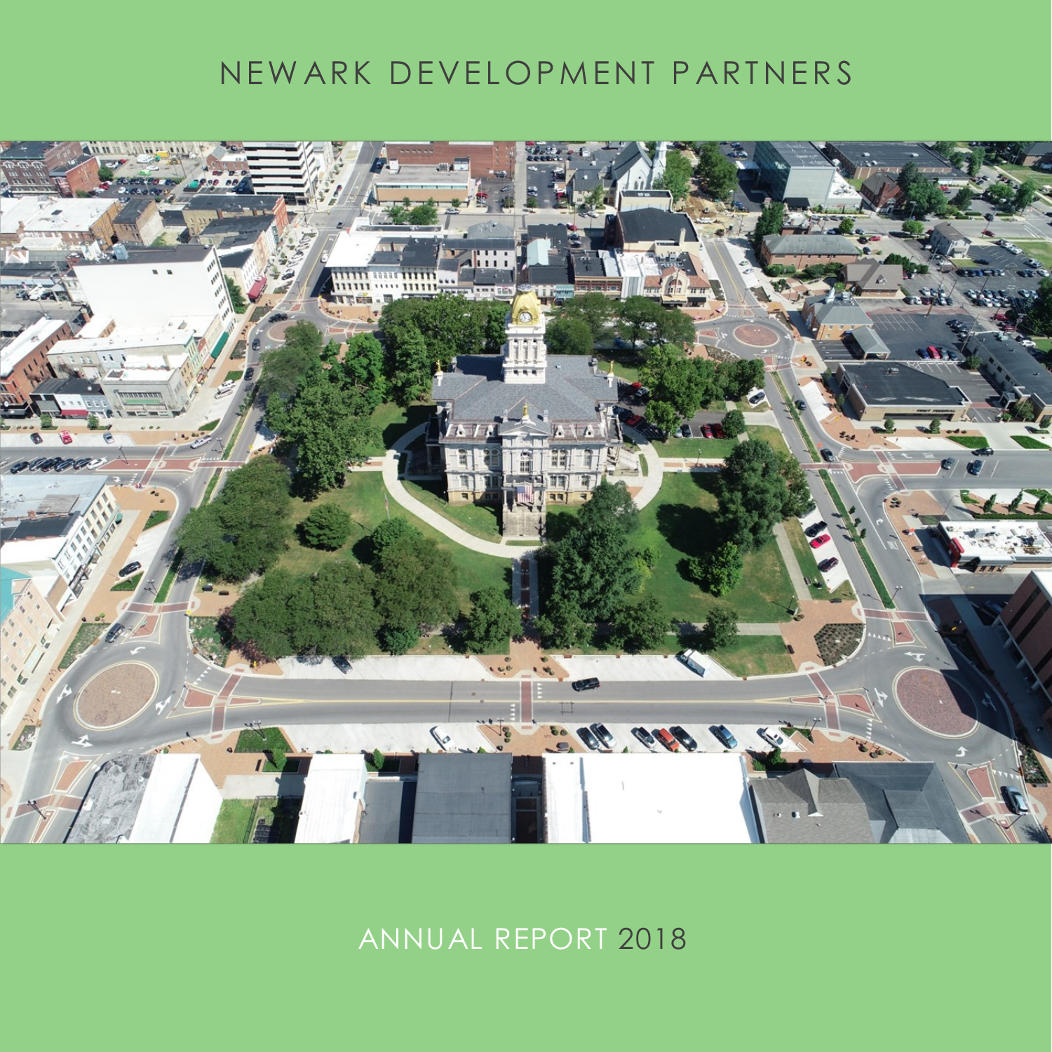# NEWARK DEVELOPMENT PARTNERS

ANNUAL REPORT 2018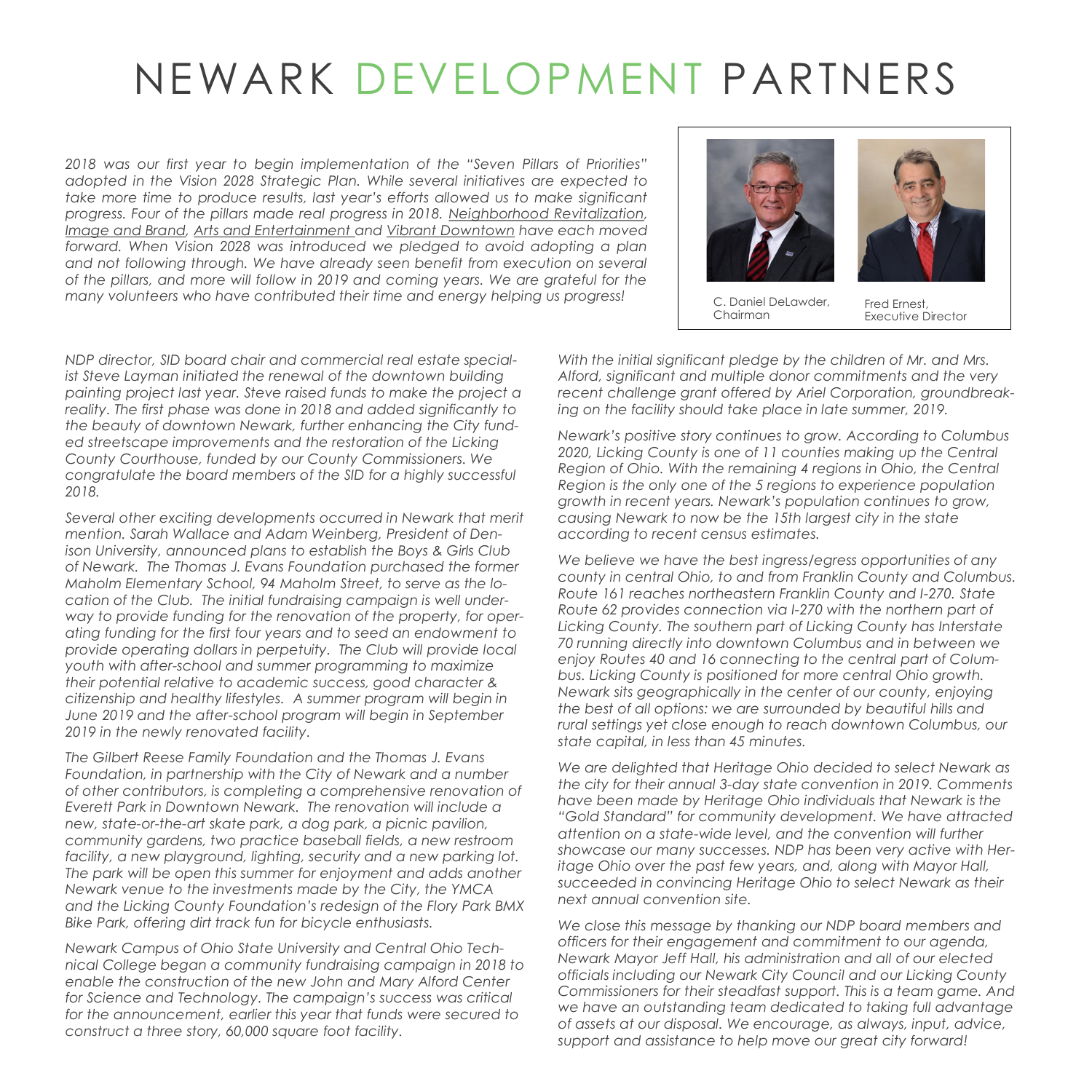# NEWARK DEVELOPMENT PARTNERS

*2018 was our first year to begin implementation of the "Seven Pillars of Priorities" adopted in the Vision 2028 Strategic Plan. While several initiatives are expected to take more time to produce results, last year's efforts allowed us to make significant progress. Four of the pillars made real progress in 2018. Neighborhood Revitalization, Image and Brand, Arts and Entertainment and Vibrant Downtown have each moved forward. When Vision 2028 was introduced we pledged to avoid adopting a plan and not following through. We have already seen benefit from execution on several of the pillars, and more will follow in 2019 and coming years. We are grateful for the many volunteers who have contributed their time and energy helping us progress!*

C. Daniel DeLawder, Chairman

Fred Ernest, Executive Director

*NDP director, SID board chair and commercial real estate specialist Steve Layman initiated the renewal of the downtown building painting project last year. Steve raised funds to make the project a reality. The first phase was done in 2018 and added significantly to the beauty of downtown Newark, further enhancing the City funded streetscape improvements and the restoration of the Licking County Courthouse, funded by our County Commissioners. We congratulate the board members of the SID for a highly successful 2018.*

*Several other exciting developments occurred in Newark that merit mention. Sarah Wallace and Adam Weinberg, President of Denison University, announced plans to establish the Boys & Girls Club of Newark. The Thomas J. Evans Foundation purchased the former Maholm Elementary School, 94 Maholm Street, to serve as the location of the Club. The initial fundraising campaign is well underway to provide funding for the renovation of the property, for operating funding for the first four years and to seed an endowment to provide operating dollars in perpetuity. The Club will provide local youth with after-school and summer programming to maximize their potential relative to academic success, good character & citizenship and healthy lifestyles. A summer program will begin in June 2019 and the after-school program will begin in September 2019 in the newly renovated facility.*

*The Gilbert Reese Family Foundation and the Thomas J. Evans Foundation, in partnership with the City of Newark and a number of other contributors, is completing a comprehensive renovation of Everett Park in Downtown Newark. The renovation will include a new, state-or-the-art skate park, a dog park, a picnic pavilion, community gardens, two practice baseball fields, a new restroom facility, a new playground, lighting, security and a new parking lot. The park will be open this summer for enjoyment and adds another Newark venue to the investments made by the City, the YMCA and the Licking County Foundation's redesign of the Flory Park BMX Bike Park, offering dirt track fun for bicycle enthusiasts.*

*Newark Campus of Ohio State University and Central Ohio Technical College began a community fundraising campaign in 2018 to enable the construction of the new John and Mary Alford Center for Science and Technology. The campaign's success was critical for the announcement, earlier this year that funds were secured to construct a three story, 60,000 square foot facility.*

*With the initial significant pledge by the children of Mr. and Mrs. Alford, significant and multiple donor commitments and the very recent challenge grant offered by Ariel Corporation, groundbreaking on the facility should take place in late summer, 2019.*

*Newark's positive story continues to grow. According to Columbus 2020, Licking County is one of 11 counties making up the Central Region of Ohio. With the remaining 4 regions in Ohio, the Central Region is the only one of the 5 regions to experience population growth in recent years. Newark's population continues to grow, causing Newark to now be the 15th largest city in the state according to recent census estimates.*

*We believe we have the best ingress/egress opportunities of any county in central Ohio, to and from Franklin County and Columbus. Route 161 reaches northeastern Franklin County and I-270. State Route 62 provides connection via I-270 with the northern part of Licking County. The southern part of Licking County has Interstate 70 running directly into downtown Columbus and in between we enjoy Routes 40 and 16 connecting to the central part of Columbus. Licking County is positioned for more central Ohio growth. Newark sits geographically in the center of our county, enjoying the best of all options: we are surrounded by beautiful hills and rural settings yet close enough to reach downtown Columbus, our state capital, in less than 45 minutes.*

*We are delighted that Heritage Ohio decided to select Newark as the city for their annual 3-day state convention in 2019. Comments have been made by Heritage Ohio individuals that Newark is the "Gold Standard" for community development. We have attracted attention on a state-wide level, and the convention will further showcase our many successes. NDP has been very active with Heritage Ohio over the past few years, and, along with Mayor Hall, succeeded in convincing Heritage Ohio to select Newark as their next annual convention site.*

*We close this message by thanking our NDP board members and officers for their engagement and commitment to our agenda, Newark Mayor Jeff Hall, his administration and all of our elected officials including our Newark City Council and our Licking County Commissioners for their steadfast support. This is a team game. And we have an outstanding team dedicated to taking full advantage of assets at our disposal. We encourage, as always, input, advice, support and assistance to help move our great city forward!*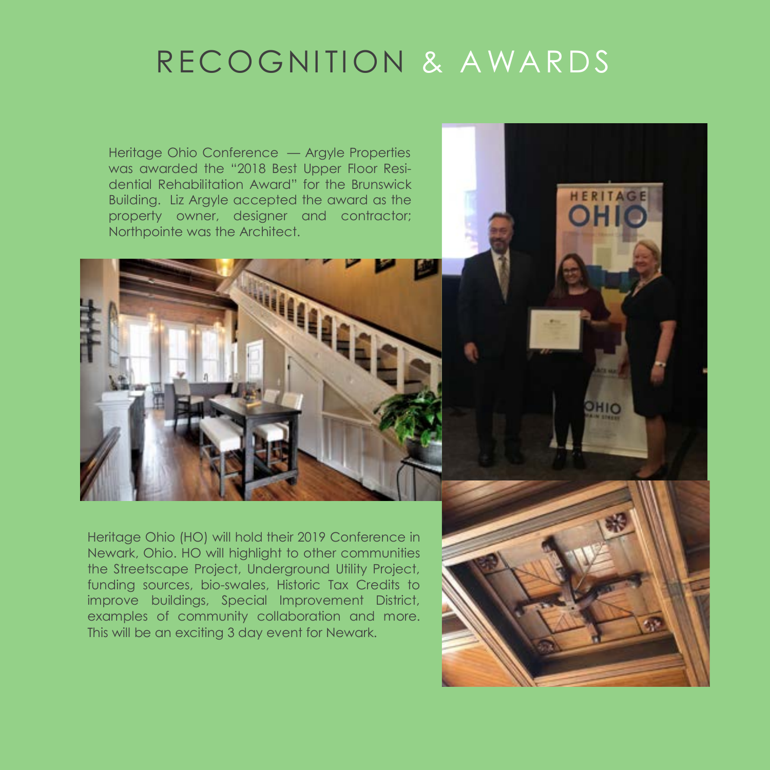# RECOGNITION & AWARDS

Heritage Ohio Conference — Argyle Properties was awarded the "2018 Best Upper Floor Residential Rehabilitation Award" for the Brunswick Building. Liz Argyle accepted the award as the property owner, designer and contractor; Northpointe was the Architect.

Heritage Ohio (HO) will hold their 2019 Conference in Newark, Ohio. HO will highlight to other communities the Streetscape Project, Underground Utility Project, funding sources, bio-swales, Historic Tax Credits to improve buildings, Special Improvement District, examples of community collaboration and more. This will be an exciting 3 day event for Newark.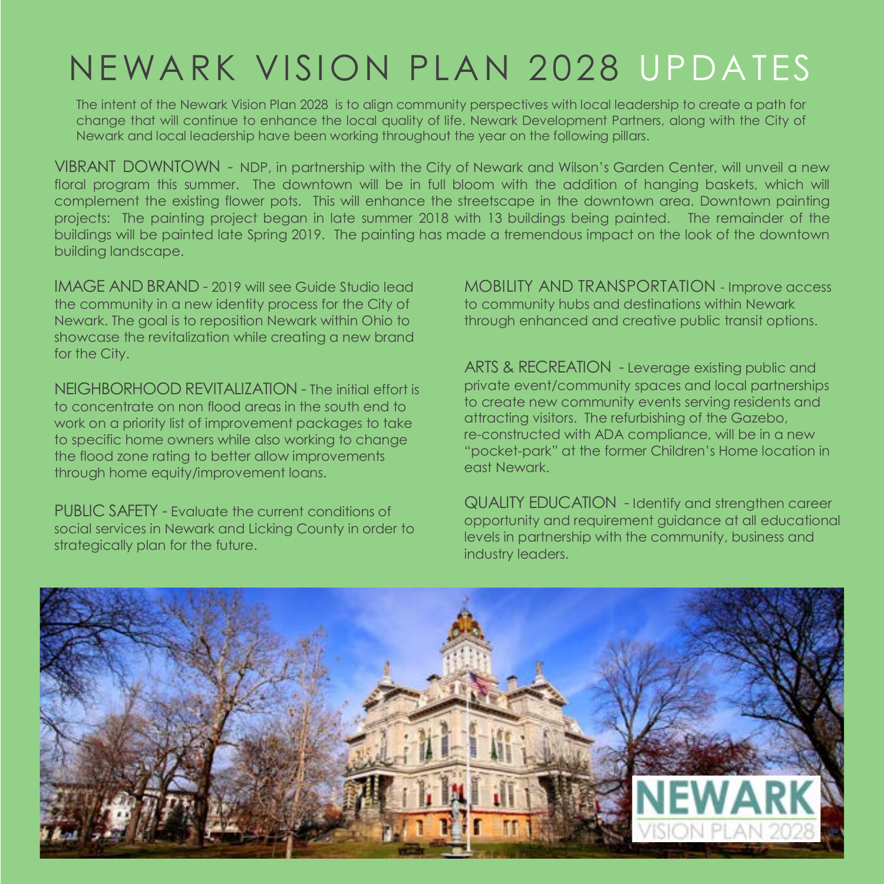# NEWARK VISION PLAN 2028 UPDATES

The intent of the Newark Vision Plan 2028 is to align community perspectives with local leadership to create a path for change that will continue to enhance the local quality of life. Newark Development Partners, along with the City of Newark and local leadership have been working throughout the year on the following pillars.

VIBRANT DOWNTOWN - NDP, in partnership with the City of Newark and Wilson's Garden Center, will unveil a new floral program this summer. The downtown will be in full bloom with the addition of hanging baskets, which will complement the existing flower pots. This will enhance the streetscape in the downtown area. Downtown painting projects: The painting project began in late summer 2018 with 13 buildings being painted. The remainder of the buildings will be painted late Spring 2019. The painting has made a tremendous impact on the look of the downtown building landscape.

IMAGE AND BRAND - 2019 will see Guide Studio lead the community in a new identity process for the City of Newark. The goal is to reposition Newark within Ohio to showcase the revitalization while creating a new brand for the City.

NEIGHBORHOOD REVITALIZATION - The initial effort is to concentrate on non flood areas in the south end to work on a priority list of improvement packages to take to specific home owners while also working to change the flood zone rating to better allow improvements through home equity/improvement loans.

PUBLIC SAFETY - Evaluate the current conditions of social services in Newark and Licking County in order to strategically plan for the future.

MOBILITY AND TRANSPORTATION - Improve access to community hubs and destinations within Newark through enhanced and creative public transit options.

ARTS & RECREATION - Leverage existing public and private event/community spaces and local partnerships to create new community events serving residents and attracting visitors. The refurbishing of the Gazebo, re-constructed with ADA compliance, will be in a new "pocket-park" at the former Children's Home location in east Newark.

QUALITY EDUCATION - Identify and strengthen career opportunity and requirement guidance at all educational levels in partnership with the community, business and industry leaders.

NEWARK VISION PLAN 2028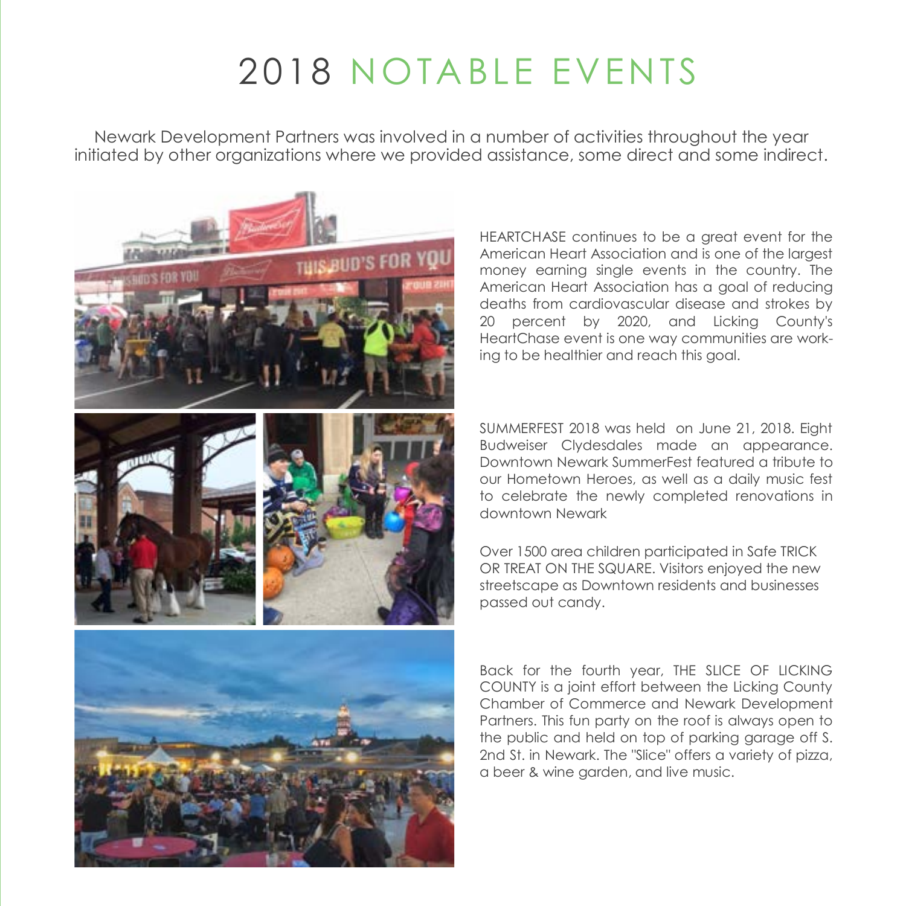# 2018 NOTABLE EVENTS

Newark Development Partners was involved in a number of activities throughout the year initiated by other organizations where we provided assistance, some direct and some indirect.

HEARTCHASE continues to be a great event for the American Heart Association and is one of the largest money earning single events in the country. The American Heart Association has a goal of reducing deaths from cardiovascular disease and strokes by 20 percent by 2020, and Licking County's HeartChase event is one way communities are working to be healthier and reach this goal.

SUMMERFEST 2018 was held on June 21, 2018. Eight Budweiser Clydesdales made an appearance. Downtown Newark SummerFest featured a tribute to our Hometown Heroes, as well as a daily music fest to celebrate the newly completed renovations in downtown Newark

Over 1500 area children participated in Safe TRICK OR TREAT ON THE SQUARE. Visitors enjoyed the new streetscape as Downtown residents and businesses passed out candy.

Back for the fourth year, THE SLICE OF LICKING COUNTY is a joint effort between the Licking County Chamber of Commerce and Newark Development Partners. This fun party on the roof is always open to the public and held on top of parking garage off S. 2nd St. in Newark. The "Slice" offers a variety of pizza, a beer & wine garden, and live music.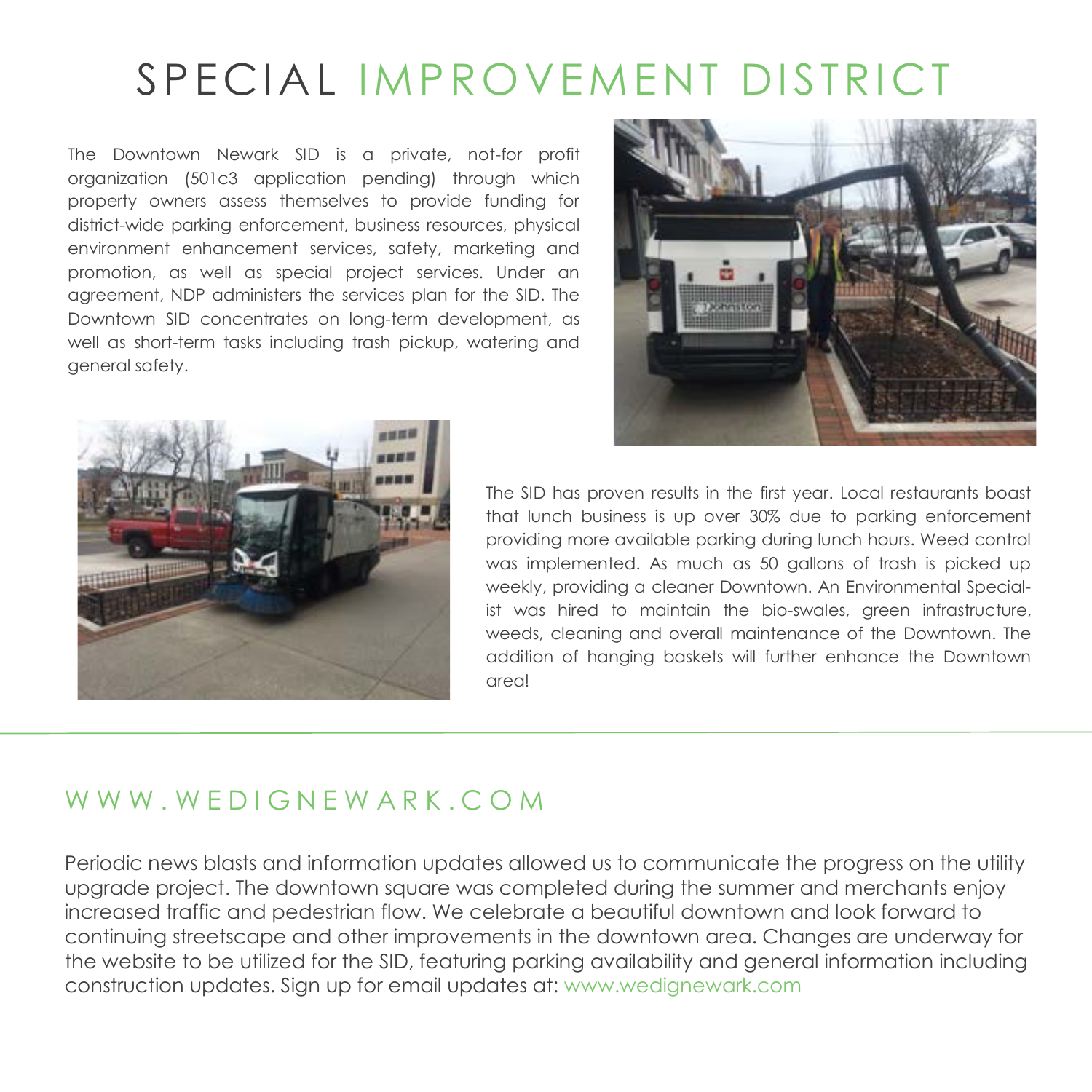# SPECIAL IMPROVEMENT DISTRICT

The Downtown Newark SID is a private, not-for profit organization (501c3 application pending) through which property owners assess themselves to provide funding for district-wide parking enforcement, business resources, physical environment enhancement services, safety, marketing and promotion, as well as special project services. Under an agreement, NDP administers the services plan for the SID. The Downtown SID concentrates on long-term development, as well as short-term tasks including trash pickup, watering and general safety.

The SID has proven results in the first year. Local restaurants boast that lunch business is up over 30% due to parking enforcement providing more available parking during lunch hours. Weed control was implemented. As much as 50 gallons of trash is picked up weekly, providing a cleaner Downtown. An Environmental Specialist was hired to maintain the bio-swales, green infrastructure, weeds, cleaning and overall maintenance of the Downtown. The addition of hanging baskets will further enhance the Downtown area!

## WWW.WEDIGNEWARK.COM

Periodic news blasts and information updates allowed us to communicate the progress on the utility upgrade project. The downtown square was completed during the summer and merchants enjoy increased traffic and pedestrian flow. We celebrate a beautiful downtown and look forward to continuing streetscape and other improvements in the downtown area. Changes are underway for the website to be utilized for the SID, featuring parking availability and general information including construction updates. Sign up for email updates at: www.wedignewark.com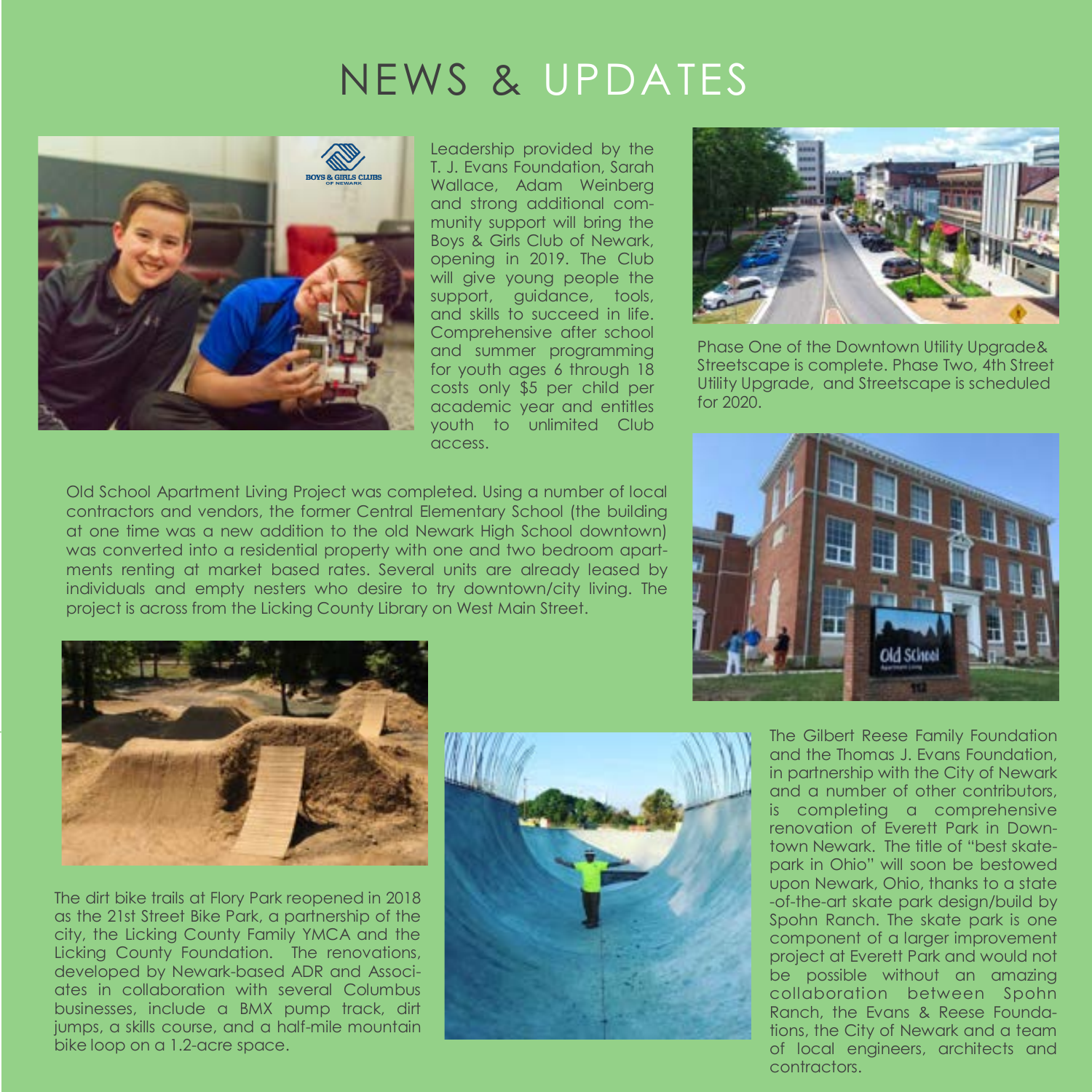# NEWS & UPDATES

Leadership provided by the T. J. Evans Foundation, Sarah Wallace, Adam Weinberg and strong additional community support will bring the Boys & Girls Club of Newark, opening in 2019. The Club will give young people the support, guidance, tools, and skills to succeed in life. Comprehensive after school and summer programming for youth ages 6 through 18 costs only $5 per child per academic year and entitles youth to unlimited Club access.

Phase One of the Downtown Utility Upgrade& Streetscape is complete. Phase Two, 4th Street Utility Upgrade, and Streetscape is scheduled for 2020.

Old School Apartment Living Project was completed. Using a number of local contractors and vendors, the former Central Elementary School (the building at one time was a new addition to the old Newark High School downtown) was converted into a residential property with one and two bedroom apartments renting at market based rates. Several units are already leased by individuals and empty nesters who desire to try downtown/city living. The project is across from the Licking County Library on West Main Street.

The dirt bike trails at Flory Park reopened in 2018 as the 21st Street Bike Park, a partnership of the city, the Licking County Family YMCA and the Licking County Foundation. The renovations, developed by Newark-based ADR and Associates in collaboration with several Columbus businesses, include a BMX pump track, dirt jumps, a skills course, and a half-mile mountain bike loop on a 1.2-acre space.

The Gilbert Reese Family Foundation and the Thomas J. Evans Foundation, in partnership with the City of Newark and a number of other contributors, is completing a comprehensive renovation of Everett Park in Downtown Newark. The title of "best skatepark in Ohio" will soon be bestowed upon Newark, Ohio, thanks to a state-of-the-art skate park design/build by Spohn Ranch. The skate park is one component of a larger improvement project at Everett Park and would not be possible without an amazing collaboration between Spohn Ranch, the Evans & Reese Foundations, the City of Newark and a team of local engineers, architects and contractors.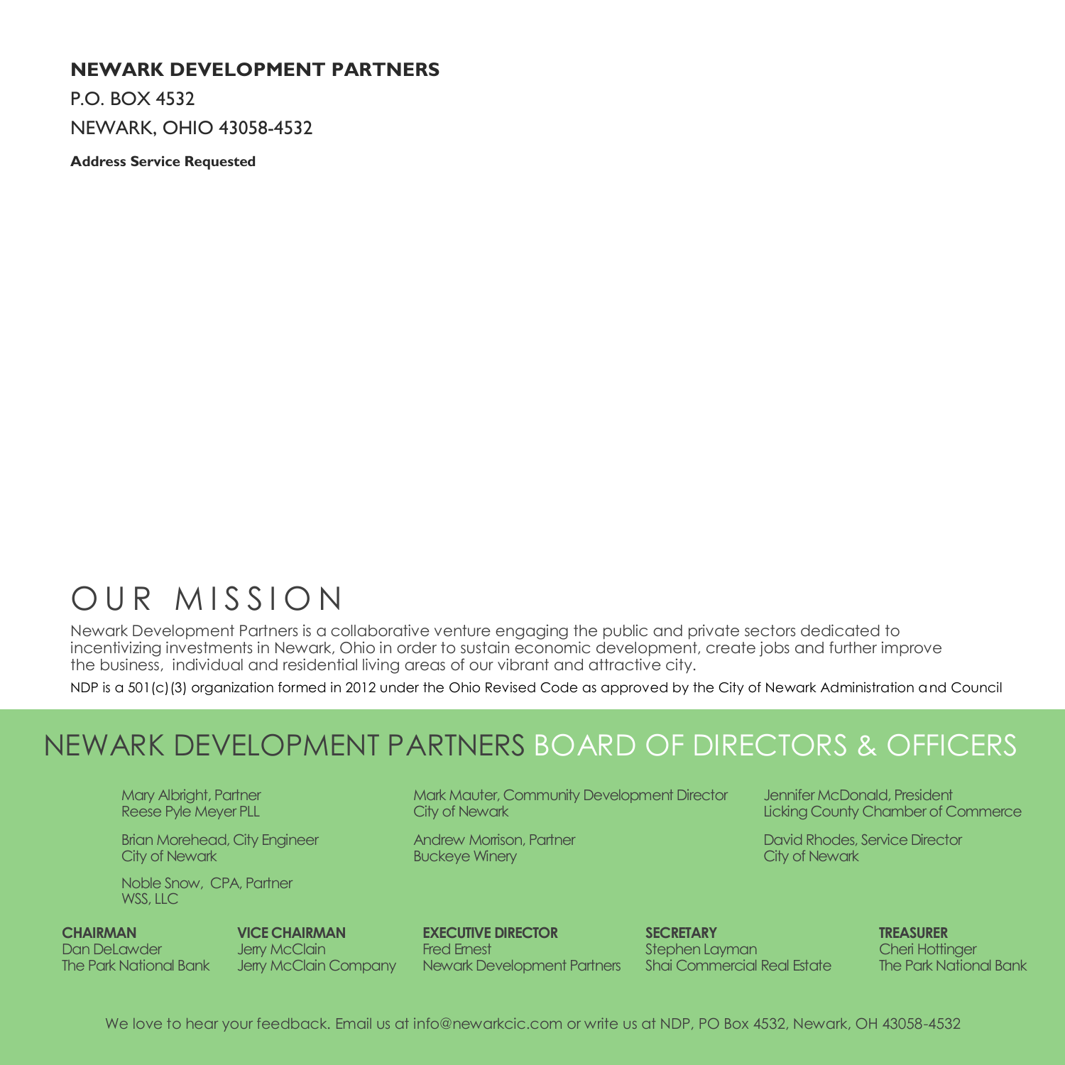**NEWARK DEVELOPMENT PARTNERS**

P.O. BOX 4532

NEWARK, OHIO 43058-4532

**Address Service Requested**

# OUR MISSION

Newark Development Partners is a collaborative venture engaging the public and private sectors dedicated to incentivizing investments in Newark, Ohio in order to sustain economic development, create jobs and further improve the business, individual and residential living areas of our vibrant and attractive city.

NDP is a 501(c)(3) organization formed in 2012 under the Ohio Revised Code as approved by the City of Newark Administration and Council

## NEWARK DEVELOPMENT PARTNERS BOARD OF DIRECTORS & OFFICERS

Mary Albright, Partner
Reese Pyle Meyer PLL

Brian Morehead, City Engineer
City of Newark

Noble Snow, CPA, Partner
WSS, LLC

Mark Mauter, Community Development Director
City of Newark

Andrew Morrison, Partner
Buckeye Winery

Jennifer McDonald, President
Licking County Chamber of Commerce

David Rhodes, Service Director
City of Newark

**CHAIRMAN**
Dan DeLawder
The Park National Bank

**VICE CHAIRMAN**
Jerry McClain
Jerry McClain Company

**EXECUTIVE DIRECTOR**
Fred Ernest
Newark Development Partners

**SECRETARY**
Stephen Layman
Shai Commercial Real Estate

**TREASURER**
Cheri Hottinger
The Park National Bank

We love to hear your feedback. Email us at info@newarkcic.com or write us at NDP, PO Box 4532, Newark, OH 43058-4532